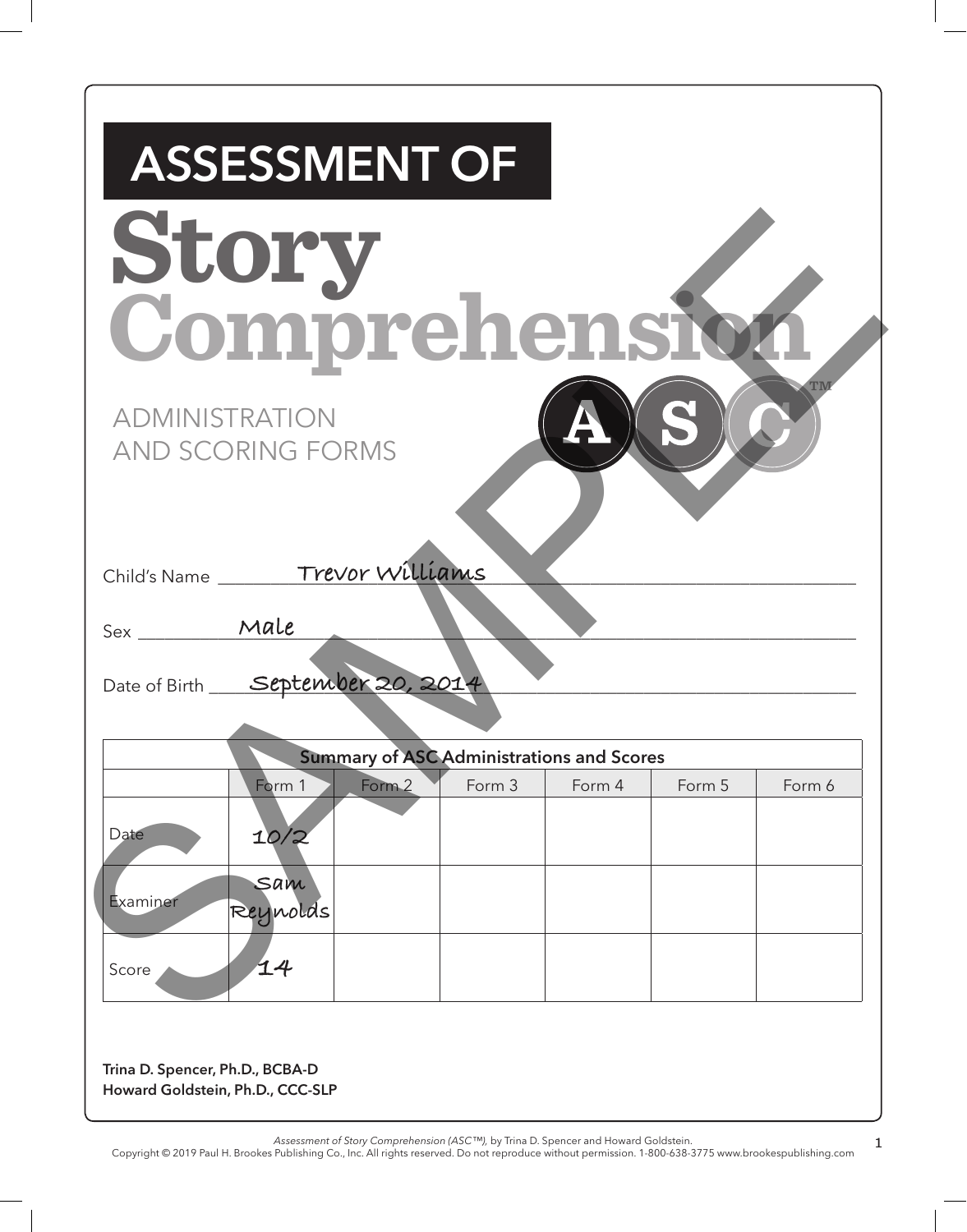# ASSESSMENT OF

# Story Comprehension

ADMINISTRATION AND SCORING FORMS

ASC™

Child's Name Trevor Williams

Sex Male

Date of Birth September 20, 2014

| Summary of ASC Administrations and Scores | | | | | | |
|---|---|---|---|---|---|---|
| | Form 1 | Form 2 | Form 3 | Form 4 | Form 5 | Form 6 |
| Date | 10/2 | | | | | |
| Examiner | Sam Reynolds | | | | | |
| Score | 14 | | | | | |

**Trina D. Spencer, Ph.D., BCBA-D**
**Howard Goldstein, Ph.D., CCC-SLP**

*Assessment of Story Comprehension (ASC™),* by Trina D. Spencer and Howard Goldstein.
Copyright © 2019 Paul H. Brookes Publishing Co., Inc. All rights reserved. Do not reproduce without permission. 1-800-638-3775 www.brookespublishing.com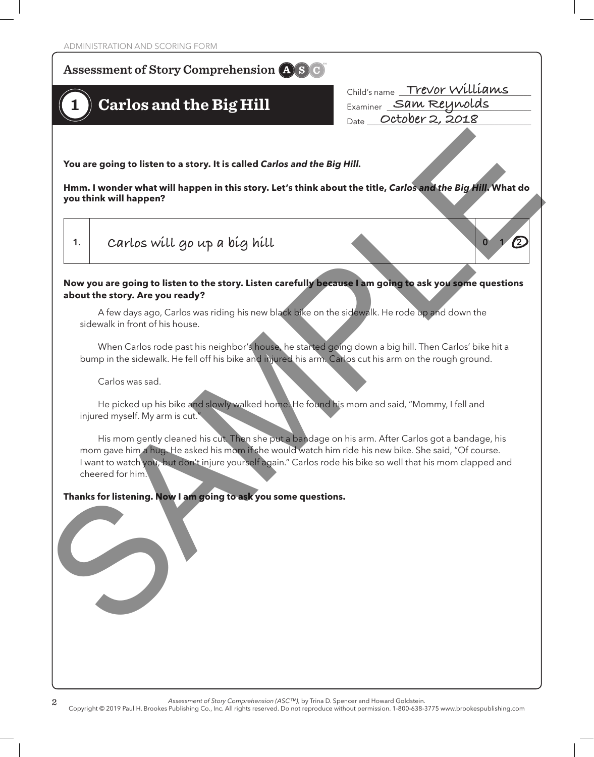ADMINISTRATION AND SCORING FORM

## Assessment of Story Comprehension ASC™

# 1 Carlos and the Big Hill

Child's name Trevor Williams
Examiner Sam Reynolds
Date October 2, 2018

**You are going to listen to a story. It is called *Carlos and the Big Hill*.**

**Hmm. I wonder what will happen in this story. Let's think about the title, *Carlos and the Big Hill*. What do you think will happen?**

| | | |
|---|---|---|
| 1. | Carlos will go up a big hill | 0 1 (2) |

**Now you are going to listen to the story. Listen carefully because I am going to ask you some questions about the story. Are you ready?**

A few days ago, Carlos was riding his new black bike on the sidewalk. He rode up and down the sidewalk in front of his house.

When Carlos rode past his neighbor's house, he started going down a big hill. Then Carlos' bike hit a bump in the sidewalk. He fell off his bike and injured his arm. Carlos cut his arm on the rough ground.

Carlos was sad.

He picked up his bike and slowly walked home. He found his mom and said, "Mommy, I fell and injured myself. My arm is cut."

His mom gently cleaned his cut. Then she put a bandage on his arm. After Carlos got a bandage, his mom gave him a hug. He asked his mom if she would watch him ride his new bike. She said, "Of course. I want to watch you, but don't injure yourself again." Carlos rode his bike so well that his mom clapped and cheered for him.

**Thanks for listening. Now I am going to ask you some questions.**

SAMPLE

*Assessment of Story Comprehension (ASC™),* by Trina D. Spencer and Howard Goldstein.
Copyright © 2019 Paul H. Brookes Publishing Co., Inc. All rights reserved. Do not reproduce without permission. 1-800-638-3775 www.brookespublishing.com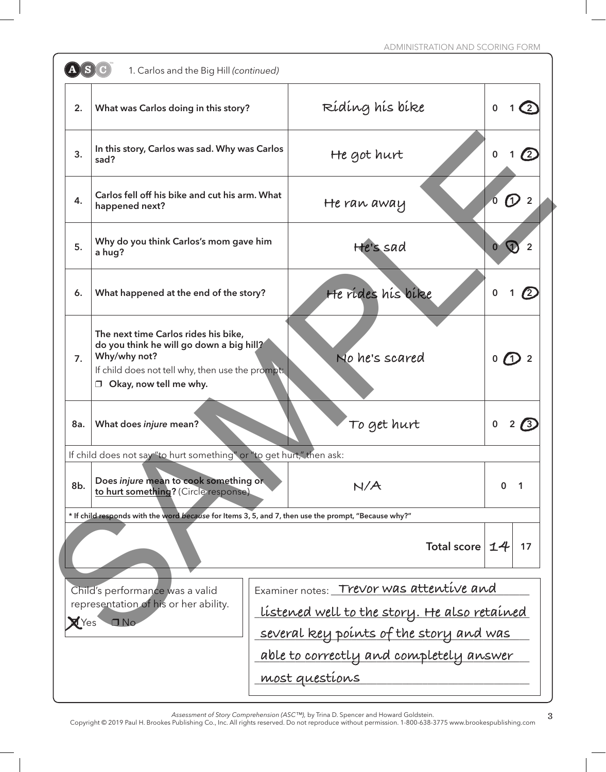1. Carlos and the Big Hill *(continued)*

| | | | |
|---|---|---|---|
| 2. | **What was Carlos doing in this story?** | Riding his bike | 0 1 (2) |
| 3. | **In this story, Carlos was sad. Why was Carlos sad?** | He got hurt | 0 1 (2) |
| 4. | **Carlos fell off his bike and cut his arm. What happened next?** | He ran away | 0 (1) 2 |
| 5. | **Why do you think Carlos's mom gave him a hug?** | He's sad | 0 (1) 2 |
| 6. | **What happened at the end of the story?** | He rides his bike | 0 1 (2) |
| 7. | **The next time Carlos rides his bike, do you think he will go down a big hill? Why/why not?** If child does not tell why, then use the prompt: ❒ **Okay, now tell me why.** | No he's scared | 0 (1) 2 |
| 8a. | **What does *injure* mean?** | To get hurt | 0 2 (3) |
| If child does not say "to hurt something" or "to get hurt," then ask: | | | |
| 8b. | **Does *injure* mean to cook something or <u>to hurt something</u>?** (Circle response) | N/A | 0 1 |
| **\* If child responds with the word *because* for Items 3, 5, and 7, then use the prompt, "Because why?"** | | | |
| | | **Total score** | 14 / 17 |

Child's performance was a valid representation of his or her ability.
☒ Yes ❒ No

Examiner notes: Trevor was attentive and listened well to the story. He also retained several key points of the story and was able to correctly and completely answer most questions

SAMPLE

*Assessment of Story Comprehension (ASC™),* by Trina D. Spencer and Howard Goldstein.
Copyright © 2019 Paul H. Brookes Publishing Co., Inc. All rights reserved. Do not reproduce without permission. 1-800-638-3775 www.brookespublishing.com